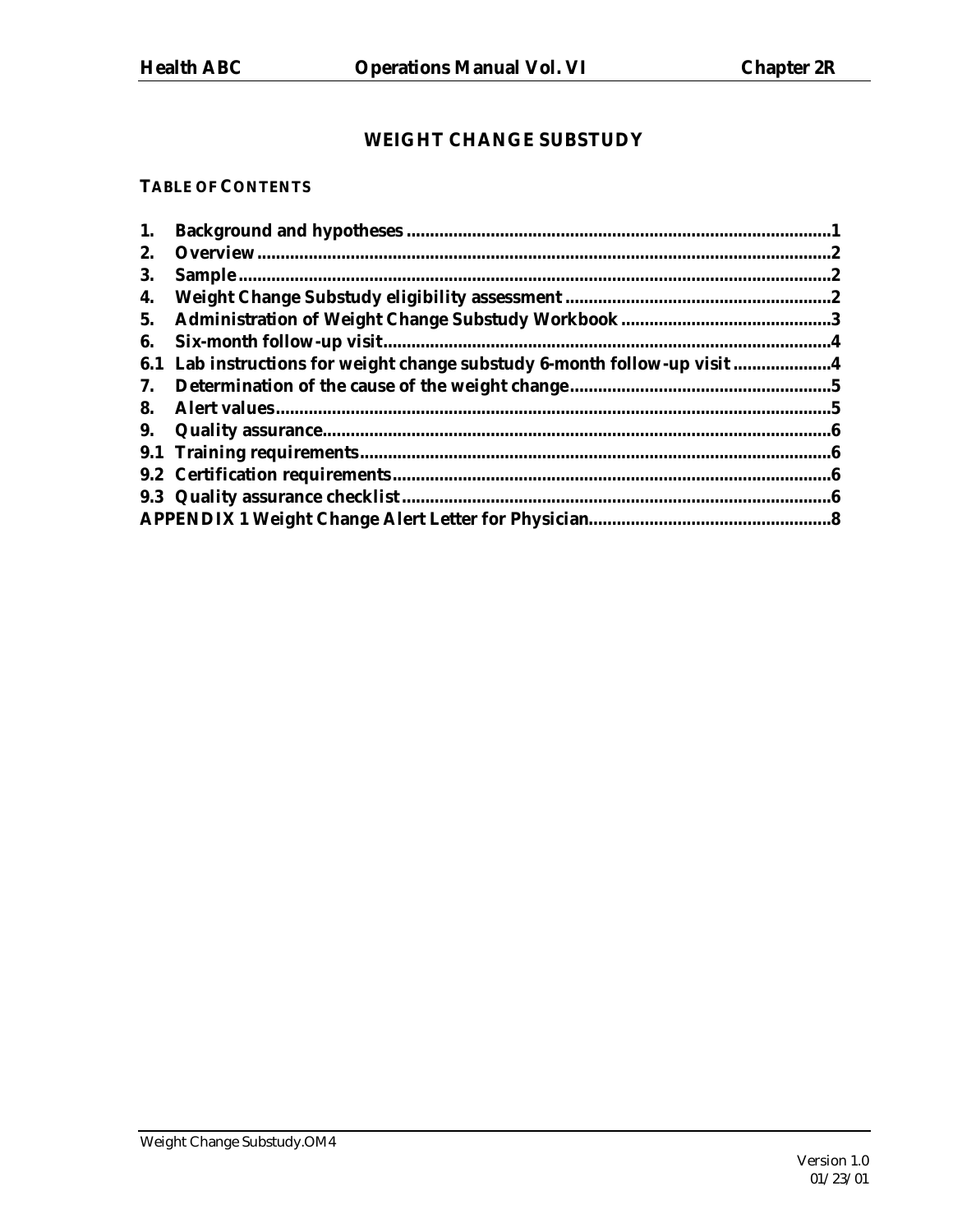# WEIGHT CHANGE SUBSTUDY

**TABLE OF CONTENTS**

| | | |
|---|---|---|
| 1. | Background and hypotheses | 1 |
| 2. | Overview | 2 |
| 3. | Sample | 2 |
| 4. | Weight Change Substudy eligibility assessment | 2 |
| 5. | Administration of Weight Change Substudy Workbook | 3 |
| 6. | Six-month follow-up visit | 4 |
| 6.1 | Lab instructions for weight change substudy 6-month follow-up visit | 4 |
| 7. | Determination of the cause of the weight change | 5 |
| 8. | Alert values | 5 |
| 9. | Quality assurance | 6 |
| 9.1 | Training requirements | 6 |
| 9.2 | Certification requirements | 6 |
| 9.3 | Quality assurance checklist | 6 |
| | APPENDIX 1 Weight Change Alert Letter for Physician | 8 |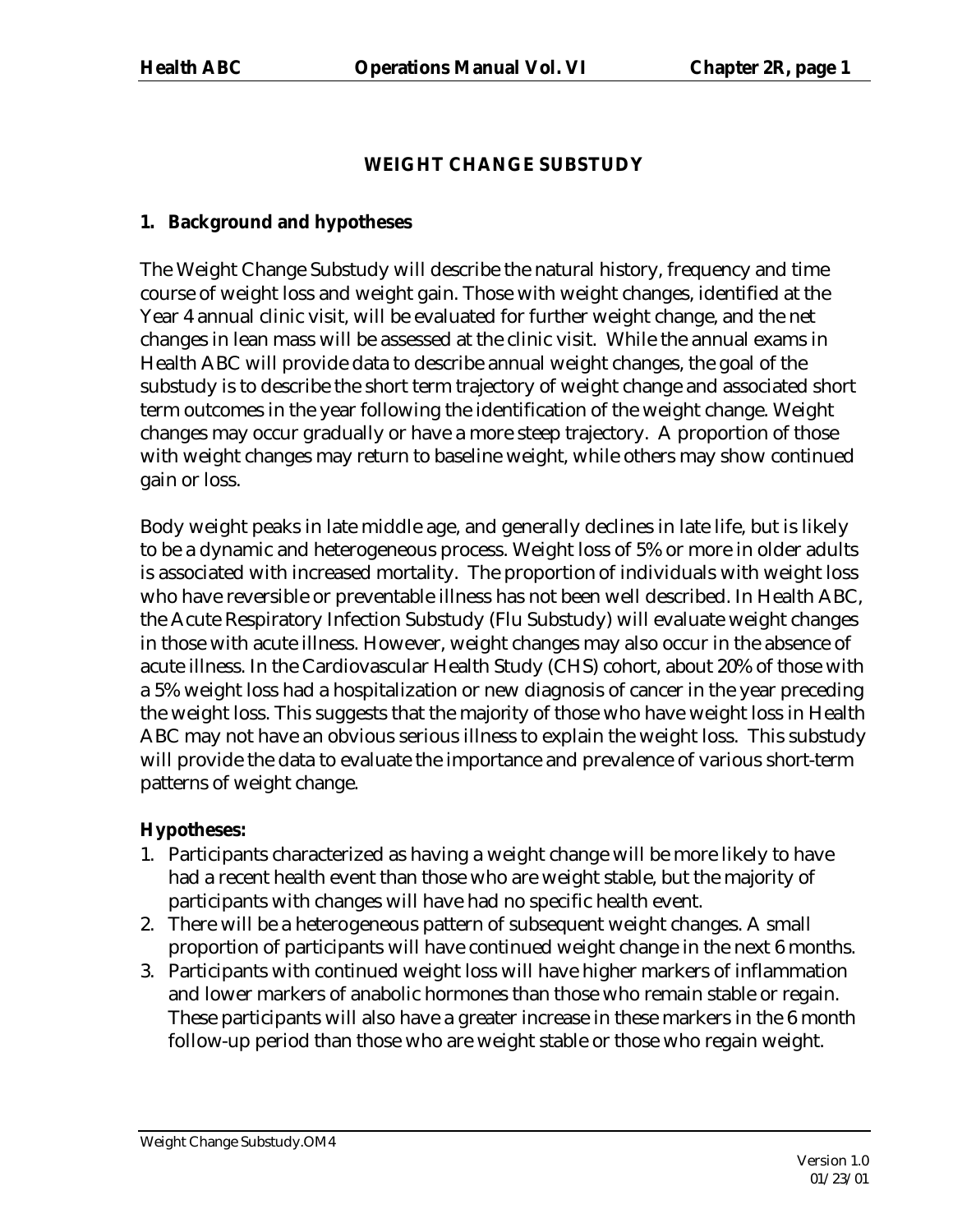## WEIGHT CHANGE SUBSTUDY

### 1. Background and hypotheses

The Weight Change Substudy will describe the natural history, frequency and time course of weight loss and weight gain. Those with weight changes, identified at the Year 4 annual clinic visit, will be evaluated for further weight change, and the net changes in lean mass will be assessed at the clinic visit. While the annual exams in Health ABC will provide data to describe annual weight changes, the goal of the substudy is to describe the short term trajectory of weight change and associated short term outcomes in the year following the identification of the weight change. Weight changes may occur gradually or have a more steep trajectory. A proportion of those with weight changes may return to baseline weight, while others may show continued gain or loss.

Body weight peaks in late middle age, and generally declines in late life, but is likely to be a dynamic and heterogeneous process. Weight loss of 5% or more in older adults is associated with increased mortality. The proportion of individuals with weight loss who have reversible or preventable illness has not been well described. In Health ABC, the Acute Respiratory Infection Substudy (Flu Substudy) will evaluate weight changes in those with acute illness. However, weight changes may also occur in the absence of acute illness. In the Cardiovascular Health Study (CHS) cohort, about 20% of those with a 5% weight loss had a hospitalization or new diagnosis of cancer in the year preceding the weight loss. This suggests that the majority of those who have weight loss in Health ABC may not have an obvious serious illness to explain the weight loss. This substudy will provide the data to evaluate the importance and prevalence of various short-term patterns of weight change.

**Hypotheses:**

1. Participants characterized as having a weight change will be more likely to have had a recent health event than those who are weight stable, but the majority of participants with changes will have had no specific health event.
2. There will be a heterogeneous pattern of subsequent weight changes. A small proportion of participants will have continued weight change in the next 6 months.
3. Participants with continued weight loss will have higher markers of inflammation and lower markers of anabolic hormones than those who remain stable or regain. These participants will also have a greater increase in these markers in the 6 month follow-up period than those who are weight stable or those who regain weight.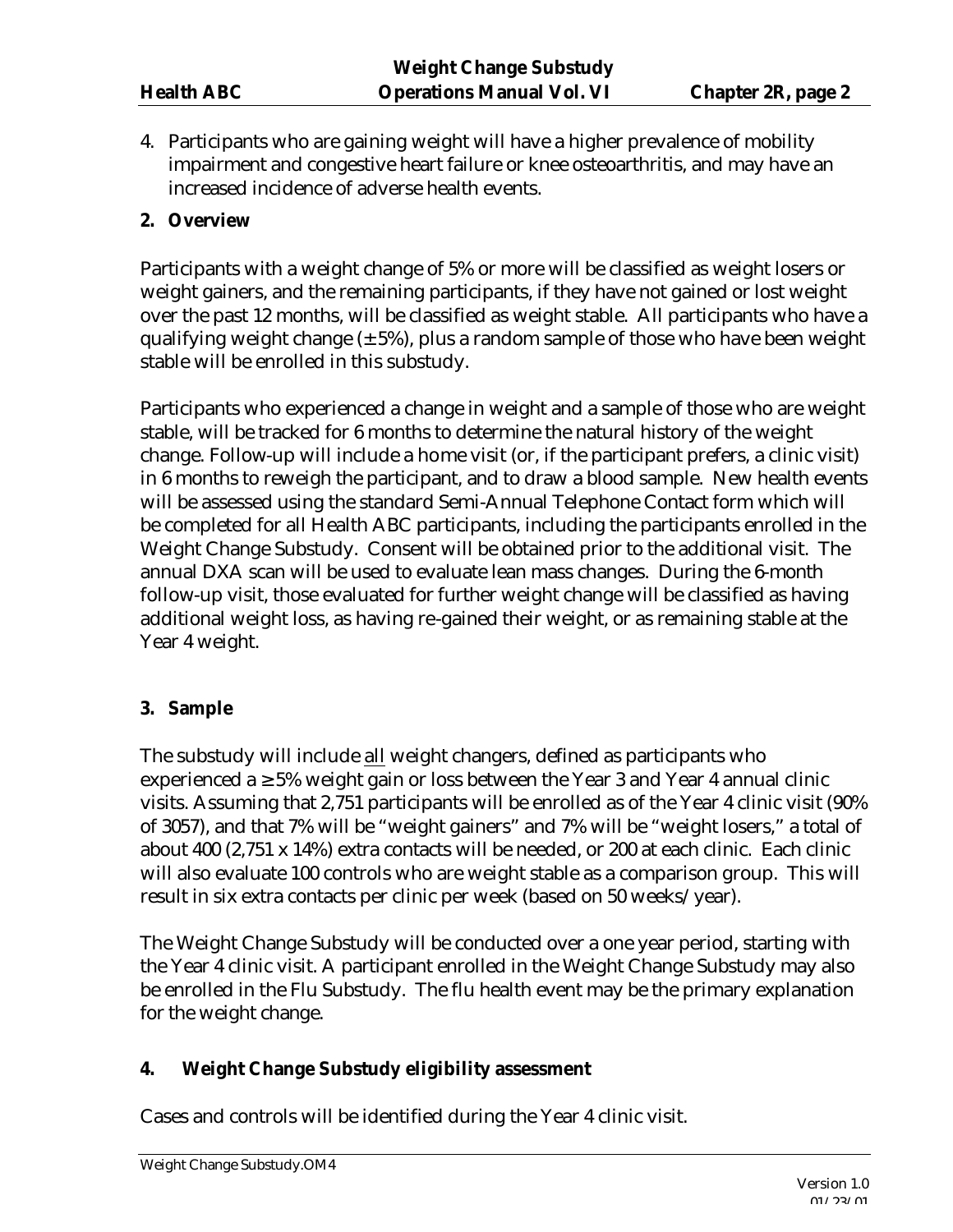4. Participants who are gaining weight will have a higher prevalence of mobility impairment and congestive heart failure or knee osteoarthritis, and may have an increased incidence of adverse health events.

## 2. Overview

Participants with a weight change of 5% or more will be classified as weight losers or weight gainers, and the remaining participants, if they have not gained or lost weight over the past 12 months, will be classified as weight stable. All participants who have a qualifying weight change (± 5%), plus a random sample of those who have been weight stable will be enrolled in this substudy.

Participants who experienced a change in weight and a sample of those who are weight stable, will be tracked for 6 months to determine the natural history of the weight change. Follow-up will include a home visit (or, if the participant prefers, a clinic visit) in 6 months to reweigh the participant, and to draw a blood sample. New health events will be assessed using the standard Semi-Annual Telephone Contact form which will be completed for all Health ABC participants, including the participants enrolled in the Weight Change Substudy. Consent will be obtained prior to the additional visit. The annual DXA scan will be used to evaluate lean mass changes. During the 6-month follow-up visit, those evaluated for further weight change will be classified as having additional weight loss, as having re-gained their weight, or as remaining stable at the Year 4 weight.

## 3. Sample

The substudy will include all weight changers, defined as participants who experienced a ≥ 5% weight gain or loss between the Year 3 and Year 4 annual clinic visits. Assuming that 2,751 participants will be enrolled as of the Year 4 clinic visit (90% of 3057), and that 7% will be "weight gainers" and 7% will be "weight losers," a total of about 400 (2,751 x 14%) extra contacts will be needed, or 200 at each clinic. Each clinic will also evaluate 100 controls who are weight stable as a comparison group. This will result in six extra contacts per clinic per week (based on 50 weeks/year).

The Weight Change Substudy will be conducted over a one year period, starting with the Year 4 clinic visit. A participant enrolled in the Weight Change Substudy may also be enrolled in the Flu Substudy. The flu health event may be the primary explanation for the weight change.

## 4. Weight Change Substudy eligibility assessment

Cases and controls will be identified during the Year 4 clinic visit.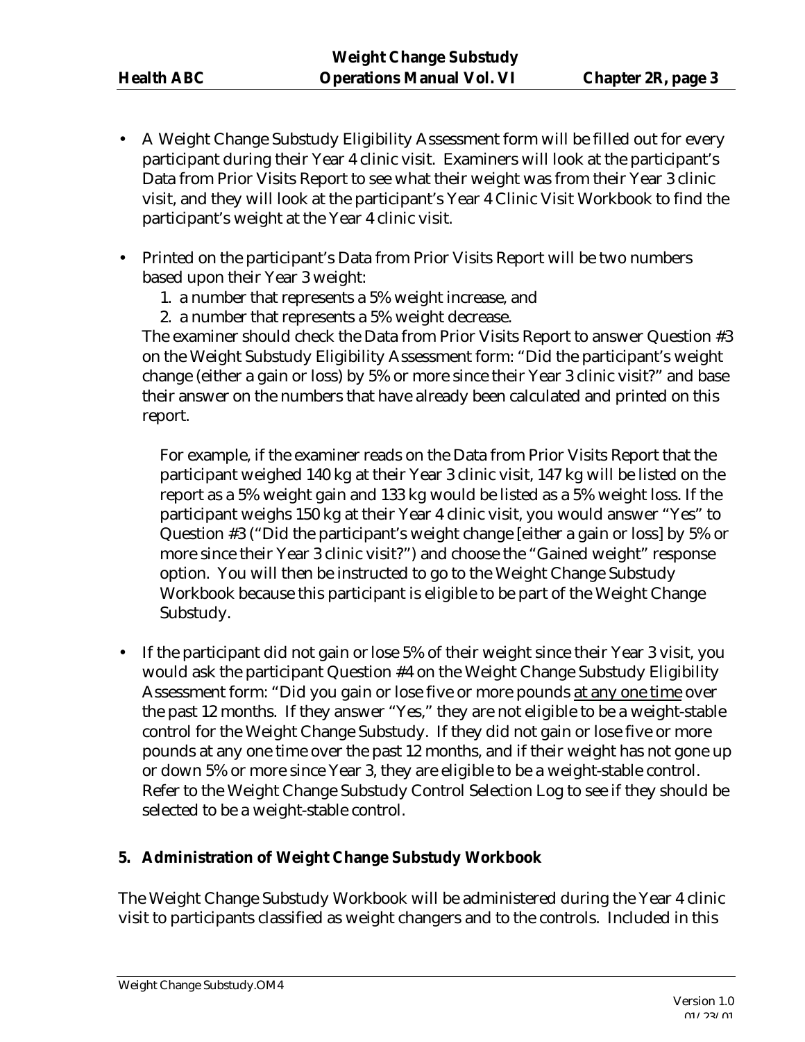- A Weight Change Substudy Eligibility Assessment form will be filled out for every participant during their Year 4 clinic visit. Examiners will look at the participant's Data from Prior Visits Report to see what their weight was from their Year 3 clinic visit, and they will look at the participant's Year 4 Clinic Visit Workbook to find the participant's weight at the Year 4 clinic visit.

- Printed on the participant's Data from Prior Visits Report will be two numbers based upon their Year 3 weight:
  1. a number that represents a 5% weight increase, and
  2. a number that represents a 5% weight decrease.

  The examiner should check the Data from Prior Visits Report to answer Question #3 on the Weight Substudy Eligibility Assessment form: "Did the participant's weight change (either a gain or loss) by 5% or more since their Year 3 clinic visit?" and base their answer on the numbers that have already been calculated and printed on this report.

  For example, if the examiner reads on the Data from Prior Visits Report that the participant weighed 140 kg at their Year 3 clinic visit, 147 kg will be listed on the report as a 5% weight gain and 133 kg would be listed as a 5% weight loss. If the participant weighs 150 kg at their Year 4 clinic visit, you would answer "Yes" to Question #3 ("Did the participant's weight change [either a gain or loss] by 5% or more since their Year 3 clinic visit?") and choose the "Gained weight" response option. You will then be instructed to go to the Weight Change Substudy Workbook because this participant is eligible to be part of the Weight Change Substudy.

- If the participant did not gain or lose 5% of their weight since their Year 3 visit, you would ask the participant Question #4 on the Weight Change Substudy Eligibility Assessment form: "Did you gain or lose five or more pounds at any one time over the past 12 months. If they answer "Yes," they are not eligible to be a weight-stable control for the Weight Change Substudy. If they did not gain or lose five or more pounds at any one time over the past 12 months, and if their weight has not gone up or down 5% or more since Year 3, they are eligible to be a weight-stable control. Refer to the Weight Change Substudy Control Selection Log to see if they should be selected to be a weight-stable control.

### 5. Administration of Weight Change Substudy Workbook

The Weight Change Substudy Workbook will be administered during the Year 4 clinic visit to participants classified as weight changers and to the controls. Included in this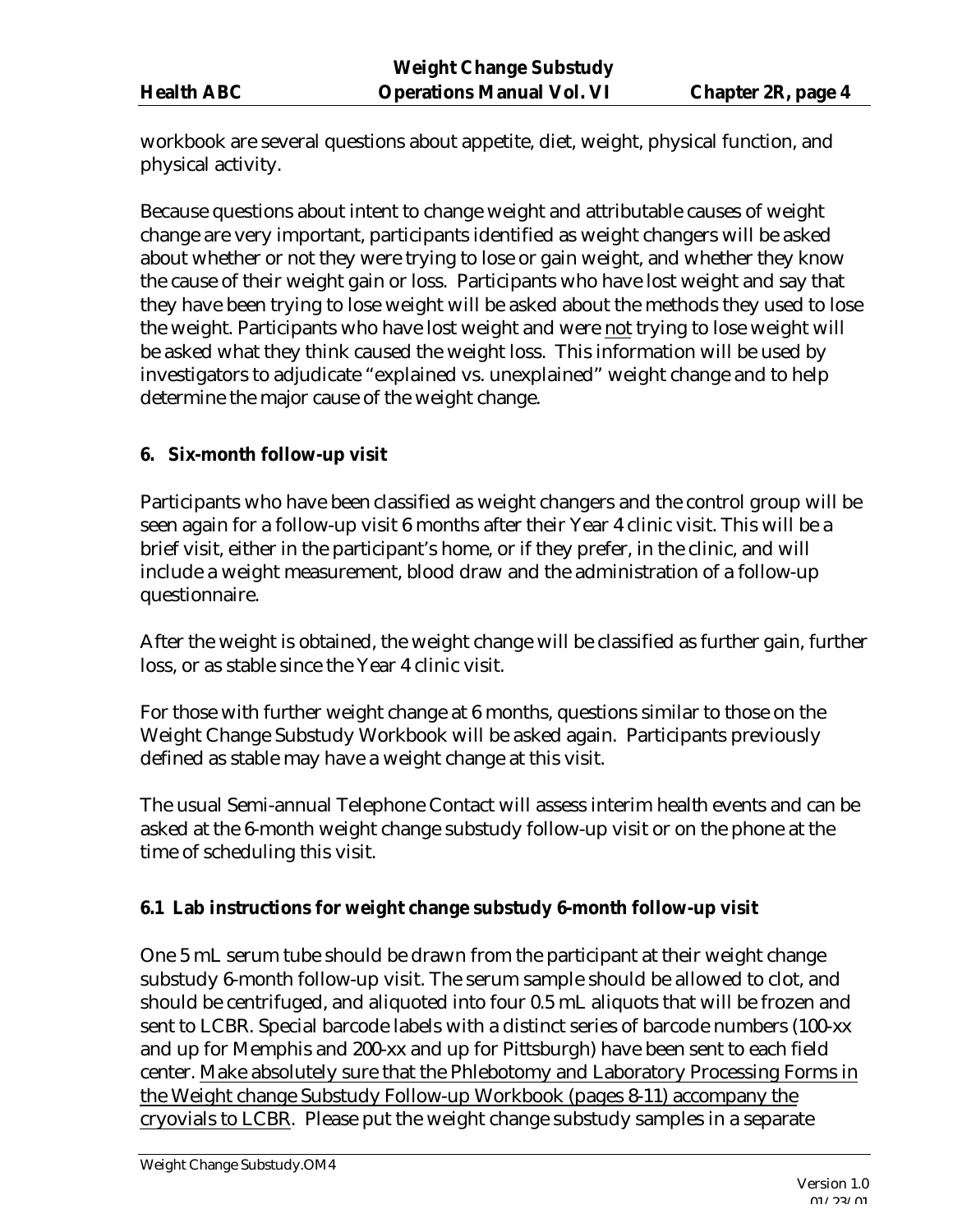workbook are several questions about appetite, diet, weight, physical function, and physical activity.

Because questions about intent to change weight and attributable causes of weight change are very important, participants identified as weight changers will be asked about whether or not they were trying to lose or gain weight, and whether they know the cause of their weight gain or loss. Participants who have lost weight and say that they have been trying to lose weight will be asked about the methods they used to lose the weight. Participants who have lost weight and were <u>not</u> trying to lose weight will be asked what they think caused the weight loss. This information will be used by investigators to adjudicate "explained vs. unexplained" weight change and to help determine the major cause of the weight change.

## 6. Six-month follow-up visit

Participants who have been classified as weight changers and the control group will be seen again for a follow-up visit 6 months after their Year 4 clinic visit. This will be a brief visit, either in the participant's home, or if they prefer, in the clinic, and will include a weight measurement, blood draw and the administration of a follow-up questionnaire.

After the weight is obtained, the weight change will be classified as further gain, further loss, or as stable since the Year 4 clinic visit.

For those with further weight change at 6 months, questions similar to those on the Weight Change Substudy Workbook will be asked again. Participants previously defined as stable may have a weight change at this visit.

The usual Semi-annual Telephone Contact will assess interim health events and can be asked at the 6-month weight change substudy follow-up visit or on the phone at the time of scheduling this visit.

### 6.1 Lab instructions for weight change substudy 6-month follow-up visit

One 5 mL serum tube should be drawn from the participant at their weight change substudy 6-month follow-up visit. The serum sample should be allowed to clot, and should be centrifuged, and aliquoted into four 0.5 mL aliquots that will be frozen and sent to LCBR. Special barcode labels with a distinct series of barcode numbers (100-xx and up for Memphis and 200-xx and up for Pittsburgh) have been sent to each field center. <u>Make absolutely sure that the Phlebotomy and Laboratory Processing Forms in the Weight change Substudy Follow-up Workbook (pages 8-11) accompany the cryovials to LCBR</u>. Please put the weight change substudy samples in a separate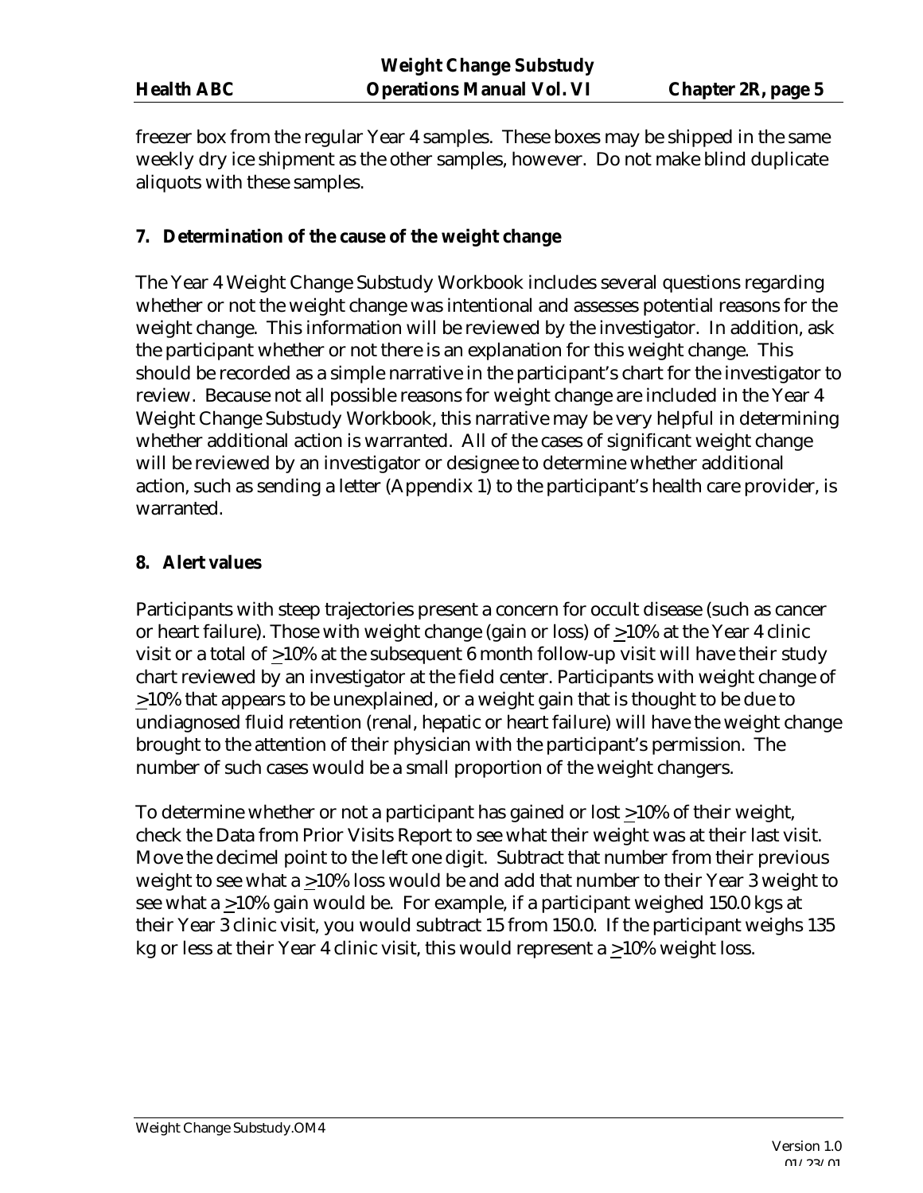freezer box from the regular Year 4 samples. These boxes may be shipped in the same weekly dry ice shipment as the other samples, however. Do not make blind duplicate aliquots with these samples.

## 7. Determination of the cause of the weight change

The Year 4 Weight Change Substudy Workbook includes several questions regarding whether or not the weight change was intentional and assesses potential reasons for the weight change. This information will be reviewed by the investigator. In addition, ask the participant whether or not there is an explanation for this weight change. This should be recorded as a simple narrative in the participant's chart for the investigator to review. Because not all possible reasons for weight change are included in the Year 4 Weight Change Substudy Workbook, this narrative may be very helpful in determining whether additional action is warranted. All of the cases of significant weight change will be reviewed by an investigator or designee to determine whether additional action, such as sending a letter (Appendix 1) to the participant's health care provider, is warranted.

## 8. Alert values

Participants with steep trajectories present a concern for occult disease (such as cancer or heart failure). Those with weight change (gain or loss) of ≥10% at the Year 4 clinic visit or a total of ≥10% at the subsequent 6 month follow-up visit will have their study chart reviewed by an investigator at the field center. Participants with weight change of ≥10% that appears to be unexplained, or a weight gain that is thought to be due to undiagnosed fluid retention (renal, hepatic or heart failure) will have the weight change brought to the attention of their physician with the participant's permission. The number of such cases would be a small proportion of the weight changers.

To determine whether or not a participant has gained or lost ≥10% of their weight, check the Data from Prior Visits Report to see what their weight was at their last visit. Move the decimel point to the left one digit. Subtract that number from their previous weight to see what a ≥10% loss would be and add that number to their Year 3 weight to see what a ≥10% gain would be. For example, if a participant weighed 150.0 kgs at their Year 3 clinic visit, you would subtract 15 from 150.0. If the participant weighs 135 kg or less at their Year 4 clinic visit, this would represent a ≥10% weight loss.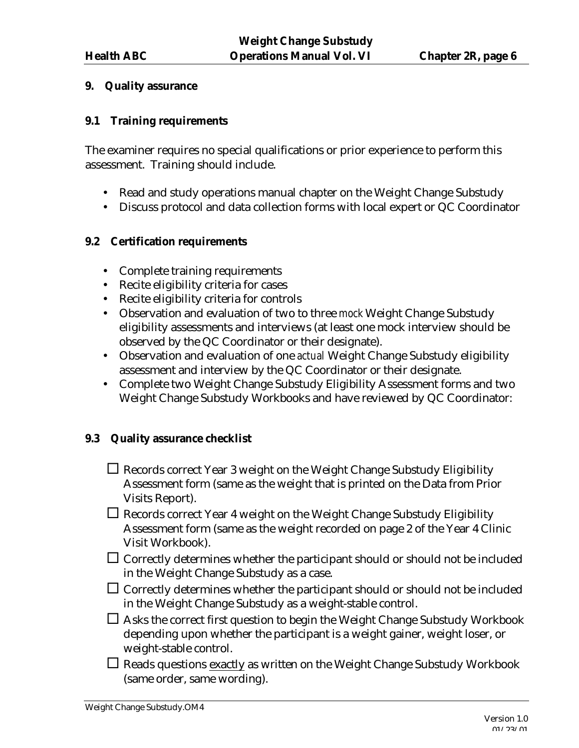## 9. Quality assurance

### 9.1 Training requirements

The examiner requires no special qualifications or prior experience to perform this assessment. Training should include.

- Read and study operations manual chapter on the Weight Change Substudy
- Discuss protocol and data collection forms with local expert or QC Coordinator

### 9.2 Certification requirements

- Complete training requirements
- Recite eligibility criteria for cases
- Recite eligibility criteria for controls
- Observation and evaluation of two to three *mock* Weight Change Substudy eligibility assessments and interviews (at least one mock interview should be observed by the QC Coordinator or their designate).
- Observation and evaluation of one *actual* Weight Change Substudy eligibility assessment and interview by the QC Coordinator or their designate.
- Complete two Weight Change Substudy Eligibility Assessment forms and two Weight Change Substudy Workbooks and have reviewed by QC Coordinator:

### 9.3 Quality assurance checklist

- ☐ Records correct Year 3 weight on the Weight Change Substudy Eligibility Assessment form (same as the weight that is printed on the Data from Prior Visits Report).
- ☐ Records correct Year 4 weight on the Weight Change Substudy Eligibility Assessment form (same as the weight recorded on page 2 of the Year 4 Clinic Visit Workbook).
- ☐ Correctly determines whether the participant should or should not be included in the Weight Change Substudy as a case.
- ☐ Correctly determines whether the participant should or should not be included in the Weight Change Substudy as a weight-stable control.
- ☐ Asks the correct first question to begin the Weight Change Substudy Workbook depending upon whether the participant is a weight gainer, weight loser, or weight-stable control.
- ☐ Reads questions <u>exactly</u> as written on the Weight Change Substudy Workbook (same order, same wording).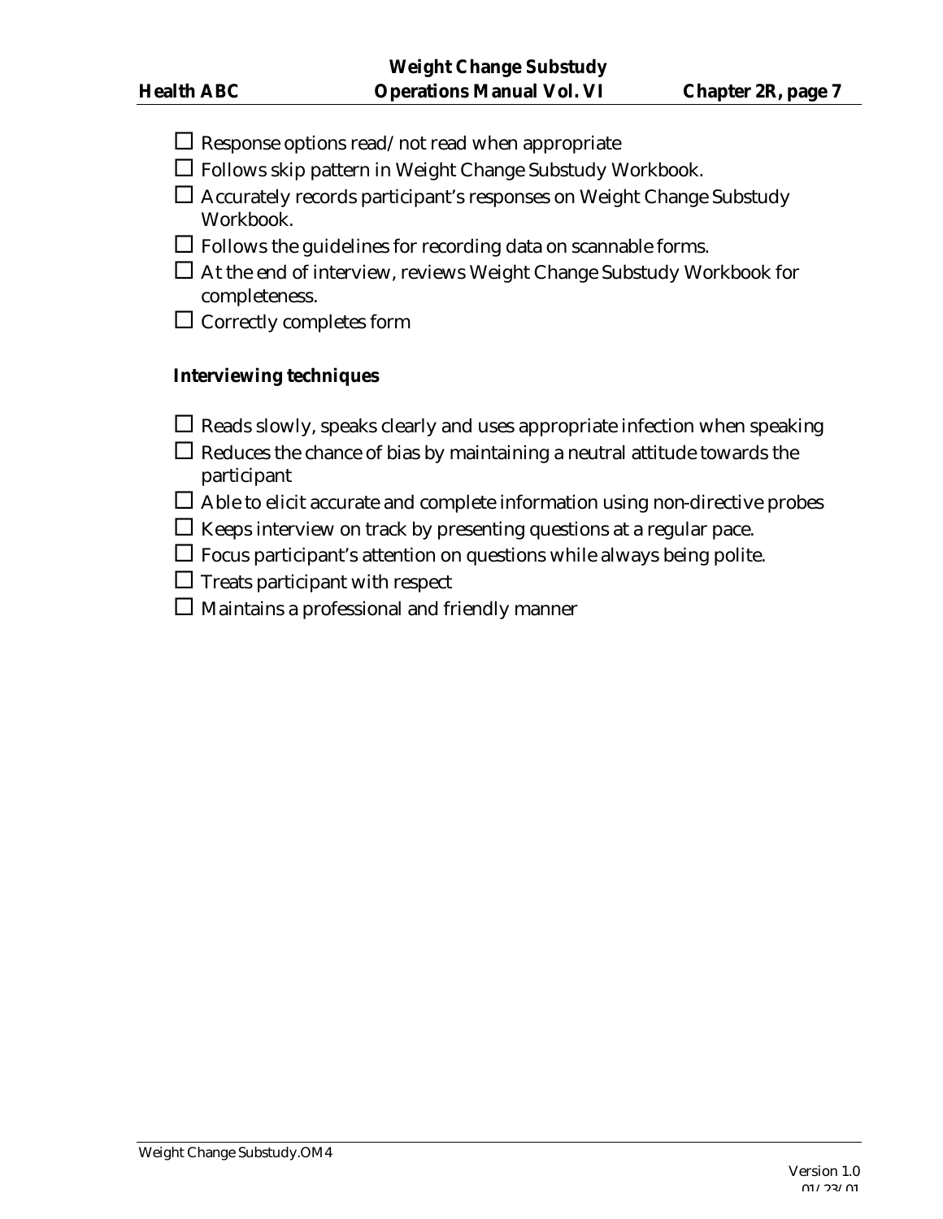- ☐ Response options read/not read when appropriate
- ☐ Follows skip pattern in Weight Change Substudy Workbook.
- ☐ Accurately records participant's responses on Weight Change Substudy Workbook.
- ☐ Follows the guidelines for recording data on scannable forms.
- ☐ At the end of interview, reviews Weight Change Substudy Workbook for completeness.
- ☐ Correctly completes form

**Interviewing techniques**

- ☐ Reads slowly, speaks clearly and uses appropriate infection when speaking
- ☐ Reduces the chance of bias by maintaining a neutral attitude towards the participant
- ☐ Able to elicit accurate and complete information using non-directive probes
- ☐ Keeps interview on track by presenting questions at a regular pace.
- ☐ Focus participant's attention on questions while always being polite.
- ☐ Treats participant with respect
- ☐ Maintains a professional and friendly manner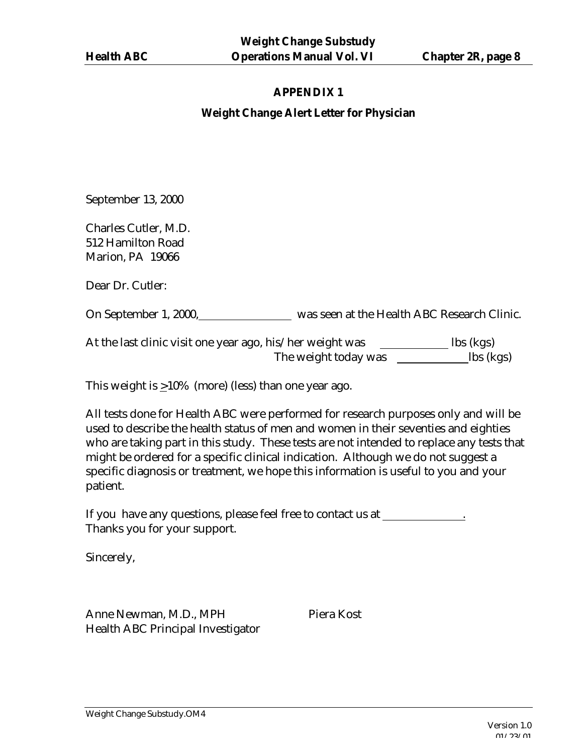## APPENDIX 1

### Weight Change Alert Letter for Physician

September 13, 2000

Charles Cutler, M.D.
512 Hamilton Road
Marion, PA 19066

Dear Dr. Cutler:

On September 1, 2000, ________________ was seen at the Health ABC Research Clinic.

At the last clinic visit one year ago, his/her weight was ____________ lbs (kgs)
The weight today was ____________ lbs (kgs)

This weight is ≥10% (more) (less) than one year ago.

All tests done for Health ABC were performed for research purposes only and will be used to describe the health status of men and women in their seventies and eighties who are taking part in this study. These tests are not intended to replace any tests that might be ordered for a specific clinical indication. Although we do not suggest a specific diagnosis or treatment, we hope this information is useful to you and your patient.

If you have any questions, please feel free to contact us at ______________.
Thanks you for your support.

Sincerely,

Anne Newman, M.D., MPH
Health ABC Principal Investigator

Piera Kost